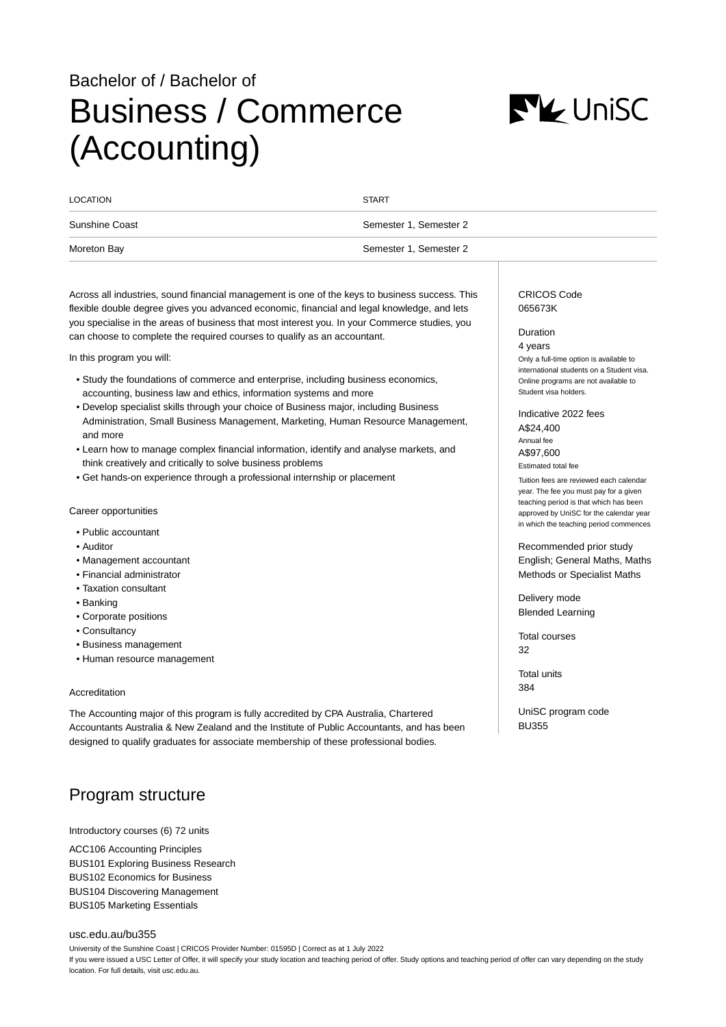Bachelor of / Bachelor of

# Business / Commerce (Accounting)

| LOCATION | START |
| --- | --- |
| Sunshine Coast | Semester 1, Semester 2 |
| Moreton Bay | Semester 1, Semester 2 |

Across all industries, sound financial management is one of the keys to business success. This flexible double degree gives you advanced economic, financial and legal knowledge, and lets you specialise in the areas of business that most interest you. In your Commerce studies, you can choose to complete the required courses to qualify as an accountant.

In this program you will:

- Study the foundations of commerce and enterprise, including business economics, accounting, business law and ethics, information systems and more
- Develop specialist skills through your choice of Business major, including Business Administration, Small Business Management, Marketing, Human Resource Management, and more
- Learn how to manage complex financial information, identify and analyse markets, and think creatively and critically to solve business problems
- Get hands-on experience through a professional internship or placement

Career opportunities

- Public accountant
- Auditor
- Management accountant
- Financial administrator
- Taxation consultant
- Banking
- Corporate positions
- Consultancy
- Business management
- Human resource management

Accreditation

The Accounting major of this program is fully accredited by CPA Australia, Chartered Accountants Australia & New Zealand and the Institute of Public Accountants, and has been designed to qualify graduates for associate membership of these professional bodies.

CRICOS Code
065673K

Duration
4 years
Only a full-time option is available to international students on a Student visa. Online programs are not available to Student visa holders.

Indicative 2022 fees
A$24,400
Annual fee
A$97,600
Estimated total fee
Tuition fees are reviewed each calendar year. The fee you must pay for a given teaching period is that which has been approved by UniSC for the calendar year in which the teaching period commences

Recommended prior study
English; General Maths, Maths Methods or Specialist Maths

Delivery mode
Blended Learning

Total courses
32

Total units
384

UniSC program code
BU355

## Program structure

Introductory courses (6) 72 units

ACC106 Accounting Principles
BUS101 Exploring Business Research
BUS102 Economics for Business
BUS104 Discovering Management
BUS105 Marketing Essentials

usc.edu.au/bu355
University of the Sunshine Coast | CRICOS Provider Number: 01595D | Correct as at 1 July 2022
If you were issued a USC Letter of Offer, it will specify your study location and teaching period of offer. Study options and teaching period of offer can vary depending on the study location. For full details, visit usc.edu.au.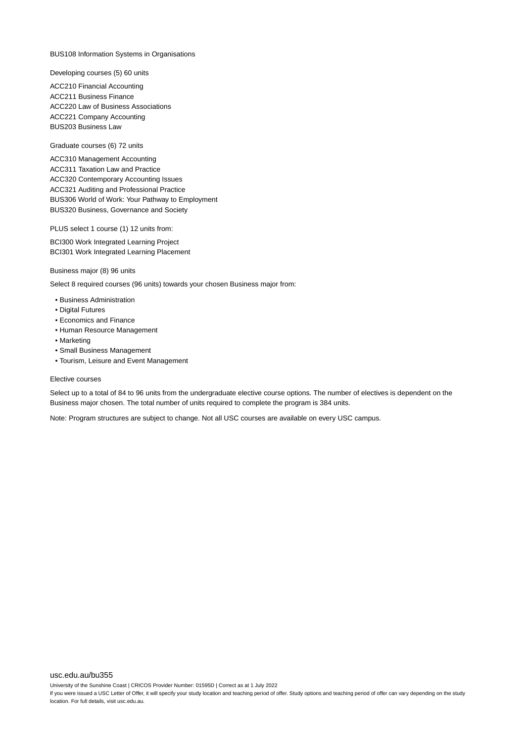BUS108 Information Systems in Organisations

### Developing courses (5) 60 units

ACC210 Financial Accounting
ACC211 Business Finance
ACC220 Law of Business Associations
ACC221 Company Accounting
BUS203 Business Law

### Graduate courses (6) 72 units

ACC310 Management Accounting
ACC311 Taxation Law and Practice
ACC320 Contemporary Accounting Issues
ACC321 Auditing and Professional Practice
BUS306 World of Work: Your Pathway to Employment
BUS320 Business, Governance and Society

PLUS select 1 course (1) 12 units from:

BCI300 Work Integrated Learning Project
BCI301 Work Integrated Learning Placement

### Business major (8) 96 units

Select 8 required courses (96 units) towards your chosen Business major from:

- Business Administration
- Digital Futures
- Economics and Finance
- Human Resource Management
- Marketing
- Small Business Management
- Tourism, Leisure and Event Management

### Elective courses

Select up to a total of 84 to 96 units from the undergraduate elective course options. The number of electives is dependent on the Business major chosen. The total number of units required to complete the program is 384 units.

Note: Program structures are subject to change. Not all USC courses are available on every USC campus.

usc.edu.au/bu355

University of the Sunshine Coast | CRICOS Provider Number: 01595D | Correct as at 1 July 2022

If you were issued a USC Letter of Offer, it will specify your study location and teaching period of offer. Study options and teaching period of offer can vary depending on the study location. For full details, visit usc.edu.au.